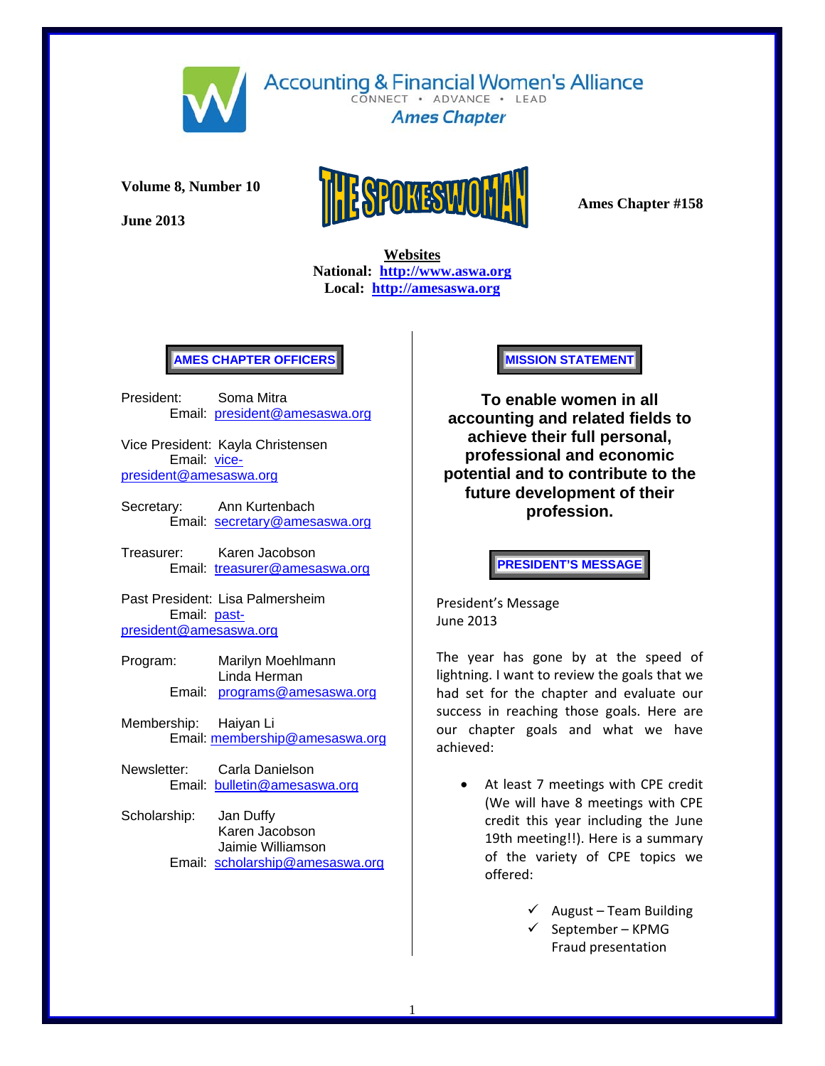# Accounting & Financial Women's Alliance

CONNECT • ADVANCE • LEAD

**Ames Chapter**

**Volume 8, Number 10**

**June 2013**

# THE SPOKESWOMAN

**Ames Chapter #158**

**Websites**

**National: [http://www.aswa.org](http://www.aswa.org)**

**Local: [http://amesaswa.org](http://amesaswa.org)**

## AMES CHAPTER OFFICERS

President: Soma Mitra
Email: president@amesaswa.org

Vice President: Kayla Christensen
Email: vice-president@amesaswa.org

Secretary: Ann Kurtenbach
Email: secretary@amesaswa.org

Treasurer: Karen Jacobson
Email: treasurer@amesaswa.org

Past President: Lisa Palmersheim
Email: past-president@amesaswa.org

Program: Marilyn Moehlmann
Linda Herman
Email: programs@amesaswa.org

Membership: Haiyan Li
Email: membership@amesaswa.org

Newsletter: Carla Danielson
Email: bulletin@amesaswa.org

Scholarship: Jan Duffy
Karen Jacobson
Jaimie Williamson
Email: scholarship@amesaswa.org

## MISSION STATEMENT

**To enable women in all accounting and related fields to achieve their full personal, professional and economic potential and to contribute to the future development of their profession.**

## PRESIDENT'S MESSAGE

President's Message
June 2013

The year has gone by at the speed of lightning. I want to review the goals that we had set for the chapter and evaluate our success in reaching those goals. Here are our chapter goals and what we have achieved:

- At least 7 meetings with CPE credit (We will have 8 meetings with CPE credit this year including the June 19th meeting!!). Here is a summary of the variety of CPE topics we offered:
  - ✓ August – Team Building
  - ✓ September – KPMG Fraud presentation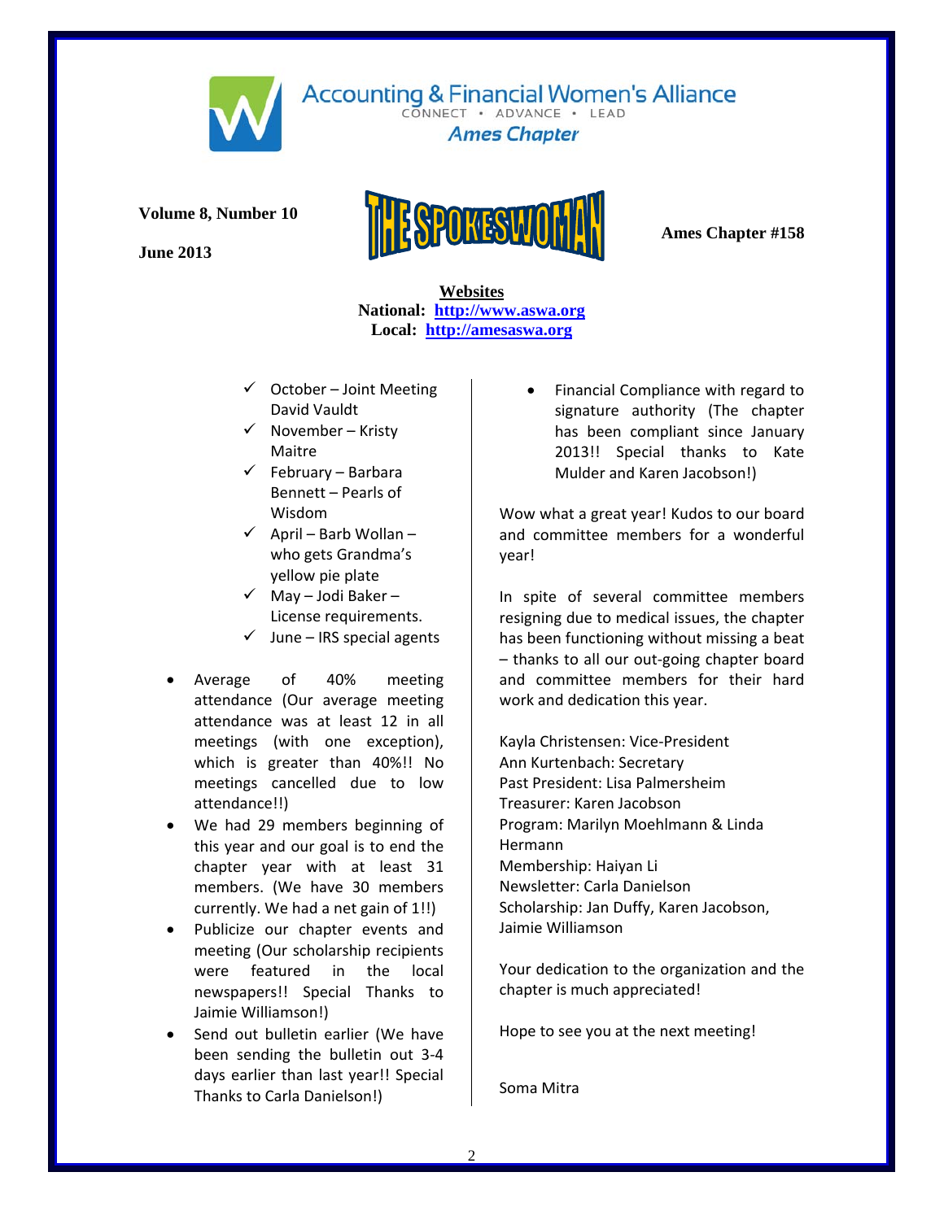Accounting & Financial Women's Alliance

CONNECT • ADVANCE • LEAD

*Ames Chapter*

**Volume 8, Number 10**

**June 2013**

# THE SPOKESWOMAN

**Ames Chapter #158**

**Websites**

**National: http://www.aswa.org**

**Local: http://amesaswa.org**

- ✓ October – Joint Meeting David Vauldt
- ✓ November – Kristy Maitre
- ✓ February – Barbara Bennett – Pearls of Wisdom
- ✓ April – Barb Wollan – who gets Grandma's yellow pie plate
- ✓ May – Jodi Baker – License requirements.
- ✓ June – IRS special agents

- Average of 40% meeting attendance (Our average meeting attendance was at least 12 in all meetings (with one exception), which is greater than 40%!! No meetings cancelled due to low attendance!!)
- We had 29 members beginning of this year and our goal is to end the chapter year with at least 31 members. (We have 30 members currently. We had a net gain of 1!!)
- Publicize our chapter events and meeting (Our scholarship recipients were featured in the local newspapers!! Special Thanks to Jaimie Williamson!)
- Send out bulletin earlier (We have been sending the bulletin out 3-4 days earlier than last year!! Special Thanks to Carla Danielson!)
- Financial Compliance with regard to signature authority (The chapter has been compliant since January 2013!! Special thanks to Kate Mulder and Karen Jacobson!)

Wow what a great year! Kudos to our board and committee members for a wonderful year!

In spite of several committee members resigning due to medical issues, the chapter has been functioning without missing a beat – thanks to all our out-going chapter board and committee members for their hard work and dedication this year.

Kayla Christensen: Vice-President
Ann Kurtenbach: Secretary
Past President: Lisa Palmersheim
Treasurer: Karen Jacobson
Program: Marilyn Moehlmann & Linda Hermann
Membership: Haiyan Li
Newsletter: Carla Danielson
Scholarship: Jan Duffy, Karen Jacobson, Jaimie Williamson

Your dedication to the organization and the chapter is much appreciated!

Hope to see you at the next meeting!

Soma Mitra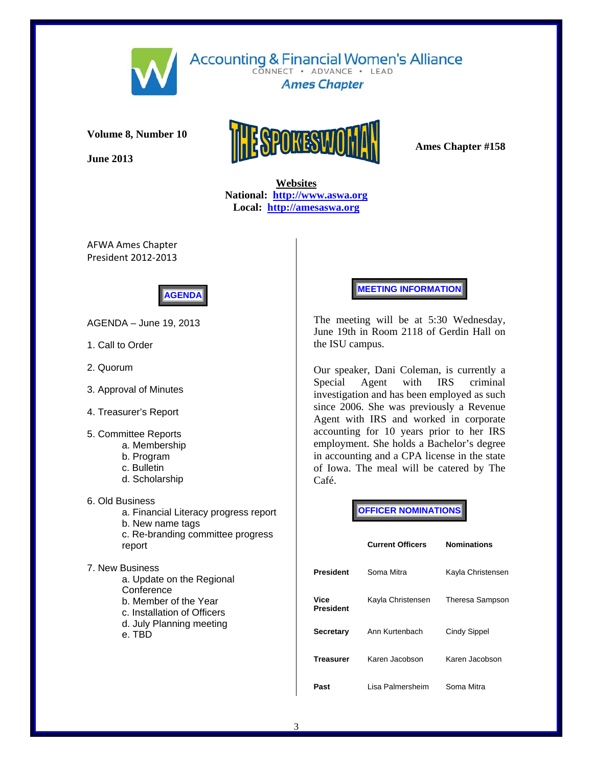# Accounting & Financial Women's Alliance

CONNECT • ADVANCE • LEAD

*Ames Chapter*

**Volume 8, Number 10**

**June 2013**

## THE SPOKESWOMAN

**Ames Chapter #158**

**Websites**
**National: [http://www.aswa.org](http://www.aswa.org)**
**Local: [http://amesaswa.org](http://amesaswa.org)**

AFWA Ames Chapter
President 2012-2013

### AGENDA

AGENDA – June 19, 2013

1. Call to Order
2. Quorum
3. Approval of Minutes
4. Treasurer's Report
5. Committee Reports
   - a. Membership
   - b. Program
   - c. Bulletin
   - d. Scholarship
6. Old Business
   - a. Financial Literacy progress report
   - b. New name tags
   - c. Re-branding committee progress report
7. New Business
   - a. Update on the Regional Conference
   - b. Member of the Year
   - c. Installation of Officers
   - d. July Planning meeting
   - e. TBD

### MEETING INFORMATION

The meeting will be at 5:30 Wednesday, June 19th in Room 2118 of Gerdin Hall on the ISU campus.

Our speaker, Dani Coleman, is currently a Special Agent with IRS criminal investigation and has been employed as such since 2006. She was previously a Revenue Agent with IRS and worked in corporate accounting for 10 years prior to her IRS employment. She holds a Bachelor's degree in accounting and a CPA license in the state of Iowa. The meal will be catered by The Café.

### OFFICER NOMINATIONS

| | Current Officers | Nominations |
|---|---|---|
| **President** | Soma Mitra | Kayla Christensen |
| **Vice President** | Kayla Christensen | Theresa Sampson |
| **Secretary** | Ann Kurtenbach | Cindy Sippel |
| **Treasurer** | Karen Jacobson | Karen Jacobson |
| **Past** | Lisa Palmersheim | Soma Mitra |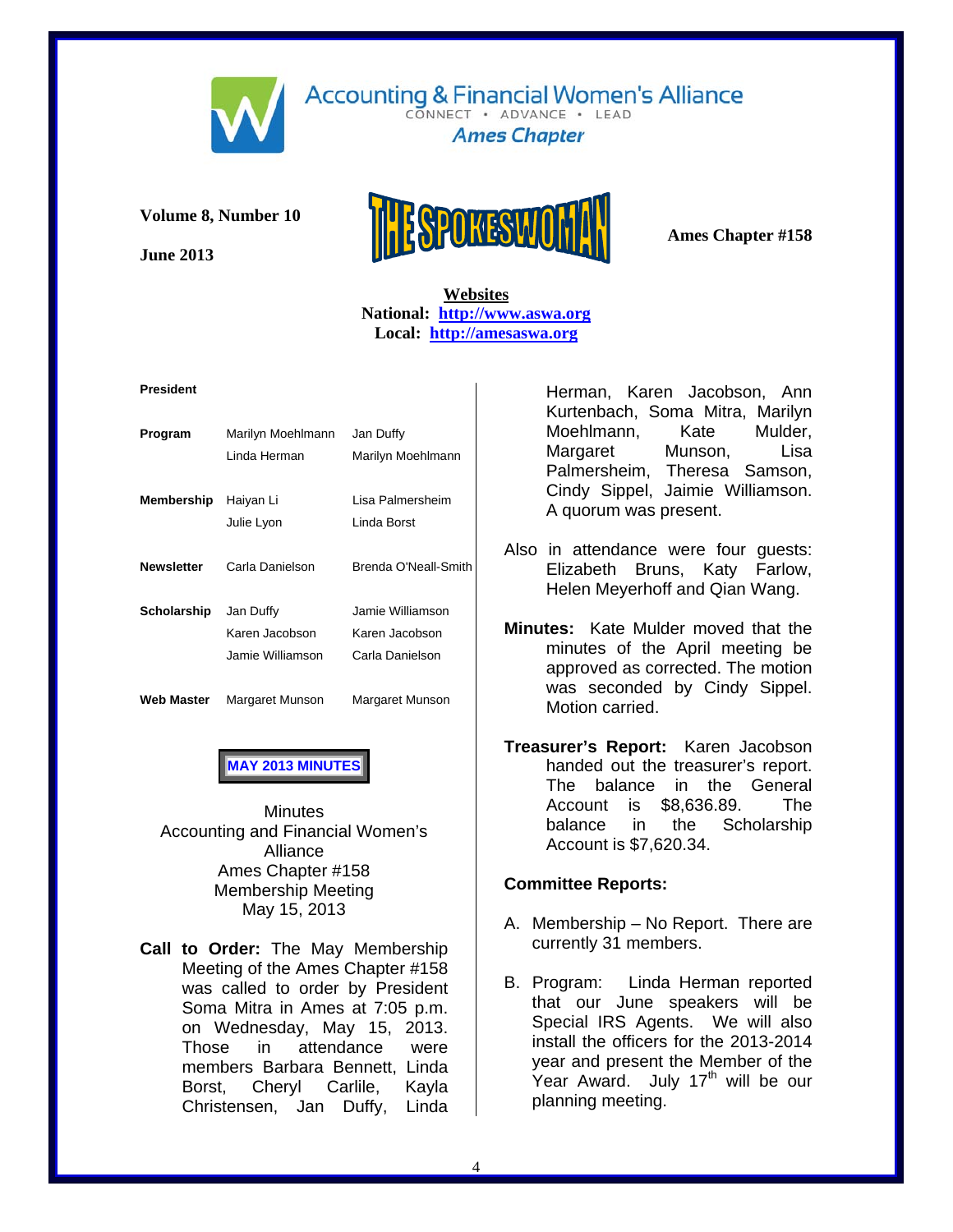Accounting & Financial Women's Alliance

CONNECT • ADVANCE • LEAD

*Ames Chapter*

**Volume 8, Number 10**

**June 2013**

# THE SPOKESWOMAN

**Ames Chapter #158**

**Websites**

**National: http://www.aswa.org**

**Local: http://amesaswa.org**

| **President** | | |
|---|---|---|
| **Program** | Marilyn Moehlmann | Jan Duffy |
| | Linda Herman | Marilyn Moehlmann |
| **Membership** | Haiyan Li | Lisa Palmersheim |
| | Julie Lyon | Linda Borst |
| **Newsletter** | Carla Danielson | Brenda O'Neall-Smith |
| **Scholarship** | Jan Duffy | Jamie Williamson |
| | Karen Jacobson | Karen Jacobson |
| | Jamie Williamson | Carla Danielson |
| **Web Master** | Margaret Munson | Margaret Munson |

**MAY 2013 MINUTES**

Minutes
Accounting and Financial Women's Alliance
Ames Chapter #158
Membership Meeting
May 15, 2013

**Call to Order:** The May Membership Meeting of the Ames Chapter #158 was called to order by President Soma Mitra in Ames at 7:05 p.m. on Wednesday, May 15, 2013. Those in attendance were members Barbara Bennett, Linda Borst, Cheryl Carlile, Kayla Christensen, Jan Duffy, Linda Herman, Karen Jacobson, Ann Kurtenbach, Soma Mitra, Marilyn Moehlmann, Kate Mulder, Margaret Munson, Lisa Palmersheim, Theresa Samson, Cindy Sippel, Jaimie Williamson. A quorum was present.

Also in attendance were four guests: Elizabeth Bruns, Katy Farlow, Helen Meyerhoff and Qian Wang.

**Minutes:** Kate Mulder moved that the minutes of the April meeting be approved as corrected. The motion was seconded by Cindy Sippel. Motion carried.

**Treasurer's Report:** Karen Jacobson handed out the treasurer's report. The balance in the General Account is $8,636.89. The balance in the Scholarship Account is $7,620.34.

**Committee Reports:**

A. Membership – No Report. There are currently 31 members.

B. Program: Linda Herman reported that our June speakers will be Special IRS Agents. We will also install the officers for the 2013-2014 year and present the Member of the Year Award. July 17th will be our planning meeting.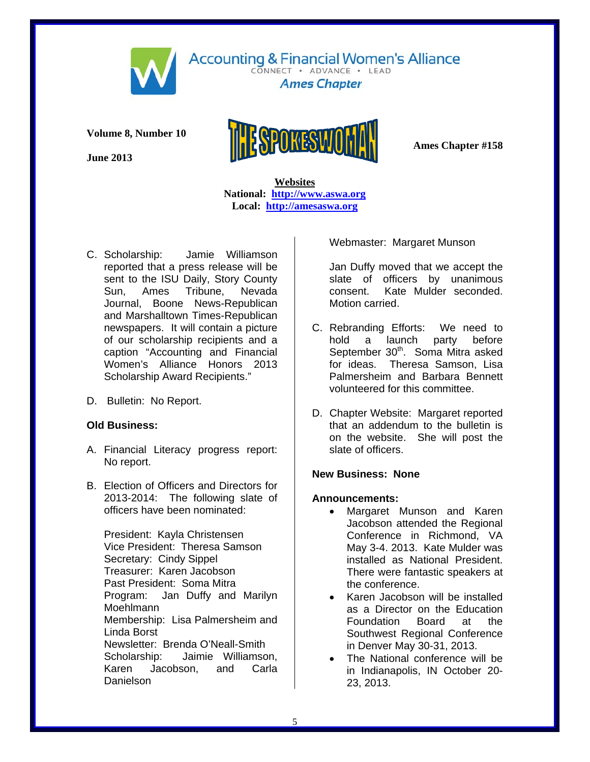Accounting & Financial Women's Alliance
CONNECT • ADVANCE • LEAD
*Ames Chapter*

**Volume 8, Number 10**

**June 2013**

# THE SPOKESWOMAN

**Ames Chapter #158**

**Websites**
**National: http://www.aswa.org**
**Local: http://amesaswa.org**

C. Scholarship: Jamie Williamson reported that a press release will be sent to the ISU Daily, Story County Sun, Ames Tribune, Nevada Journal, Boone News-Republican and Marshalltown Times-Republican newspapers. It will contain a picture of our scholarship recipients and a caption "Accounting and Financial Women's Alliance Honors 2013 Scholarship Award Recipients."

D. Bulletin: No Report.

**Old Business:**

A. Financial Literacy progress report: No report.

B. Election of Officers and Directors for 2013-2014: The following slate of officers have been nominated:

President: Kayla Christensen
Vice President: Theresa Samson
Secretary: Cindy Sippel
Treasurer: Karen Jacobson
Past President: Soma Mitra
Program: Jan Duffy and Marilyn Moehlmann
Membership: Lisa Palmersheim and Linda Borst
Newsletter: Brenda O'Neall-Smith
Scholarship: Jaimie Williamson, Karen Jacobson, and Carla Danielson
Webmaster: Margaret Munson

Jan Duffy moved that we accept the slate of officers by unanimous consent. Kate Mulder seconded. Motion carried.

C. Rebranding Efforts: We need to hold a launch party before September 30th. Soma Mitra asked for ideas. Theresa Samson, Lisa Palmersheim and Barbara Bennett volunteered for this committee.

D. Chapter Website: Margaret reported that an addendum to the bulletin is on the website. She will post the slate of officers.

**New Business: None**

**Announcements:**

- Margaret Munson and Karen Jacobson attended the Regional Conference in Richmond, VA May 3-4. 2013. Kate Mulder was installed as National President. There were fantastic speakers at the conference.
- Karen Jacobson will be installed as a Director on the Education Foundation Board at the Southwest Regional Conference in Denver May 30-31, 2013.
- The National conference will be in Indianapolis, IN October 20-23, 2013.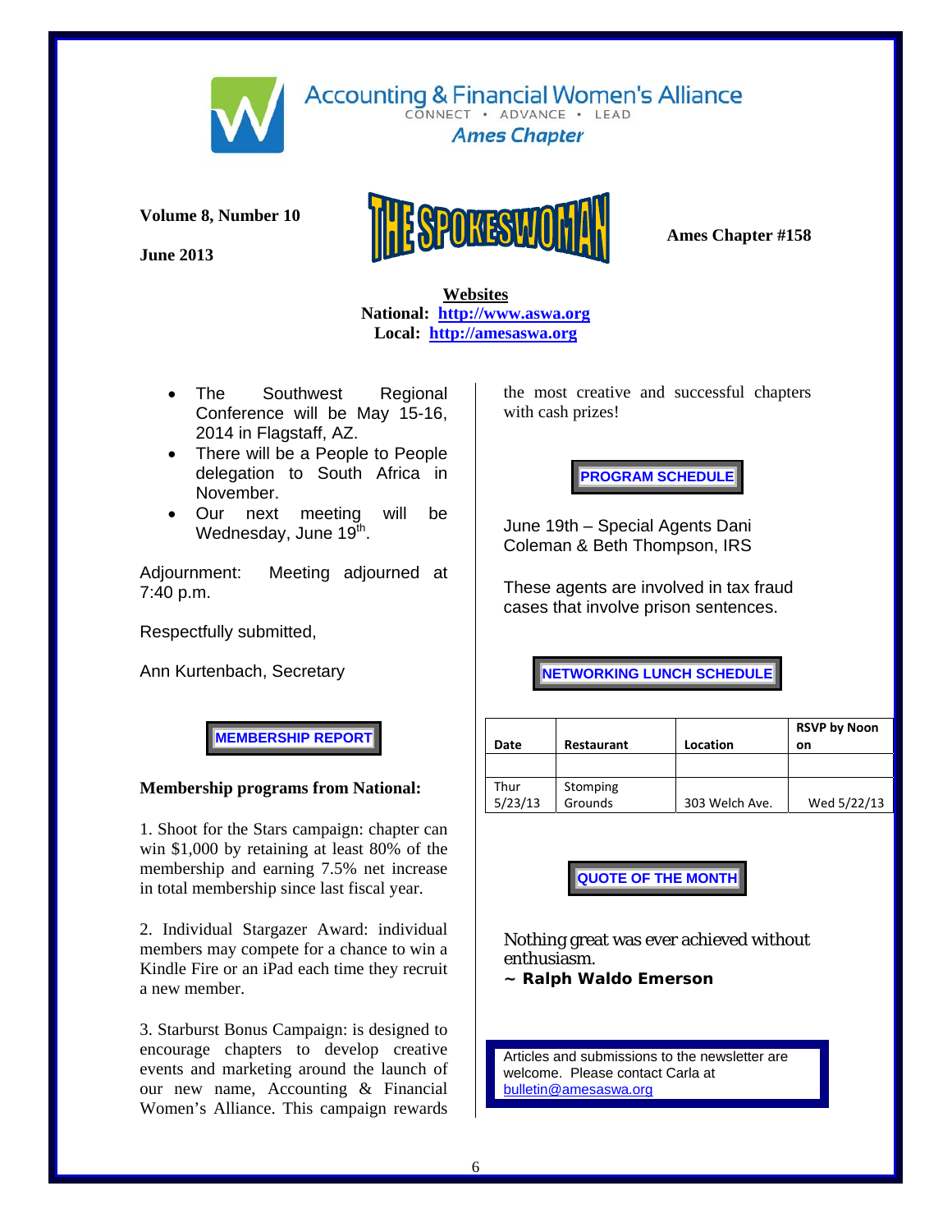Accounting & Financial Women's Alliance

CONNECT • ADVANCE • LEAD

*Ames Chapter*

**Volume 8, Number 10**

**June 2013**

# THE SPOKESWOMAN

**Ames Chapter #158**

**Websites**

**National: [http://www.aswa.org](http://www.aswa.org)**

**Local: [http://amesaswa.org](http://amesaswa.org)**

- The Southwest Regional Conference will be May 15-16, 2014 in Flagstaff, AZ.
- There will be a People to People delegation to South Africa in November.
- Our next meeting will be Wednesday, June 19th.

Adjournment: Meeting adjourned at 7:40 p.m.

Respectfully submitted,

Ann Kurtenbach, Secretary

## MEMBERSHIP REPORT

**Membership programs from National:**

1. Shoot for the Stars campaign: chapter can win $1,000 by retaining at least 80% of the membership and earning 7.5% net increase in total membership since last fiscal year.

2. Individual Stargazer Award: individual members may compete for a chance to win a Kindle Fire or an iPad each time they recruit a new member.

3. Starburst Bonus Campaign: is designed to encourage chapters to develop creative events and marketing around the launch of our new name, Accounting & Financial Women's Alliance. This campaign rewards the most creative and successful chapters with cash prizes!

## PROGRAM SCHEDULE

June 19th – Special Agents Dani Coleman & Beth Thompson, IRS

These agents are involved in tax fraud cases that involve prison sentences.

## NETWORKING LUNCH SCHEDULE

| Date | Restaurant | Location | RSVP by Noon on |
|---|---|---|---|
| | | | |
| Thur 5/23/13 | Stomping Grounds | 303 Welch Ave. | Wed 5/22/13 |

## QUOTE OF THE MONTH

Nothing great was ever achieved without enthusiasm.
**~ Ralph Waldo Emerson**

Articles and submissions to the newsletter are welcome. Please contact Carla at [bulletin@amesaswa.org](mailto:bulletin@amesaswa.org)